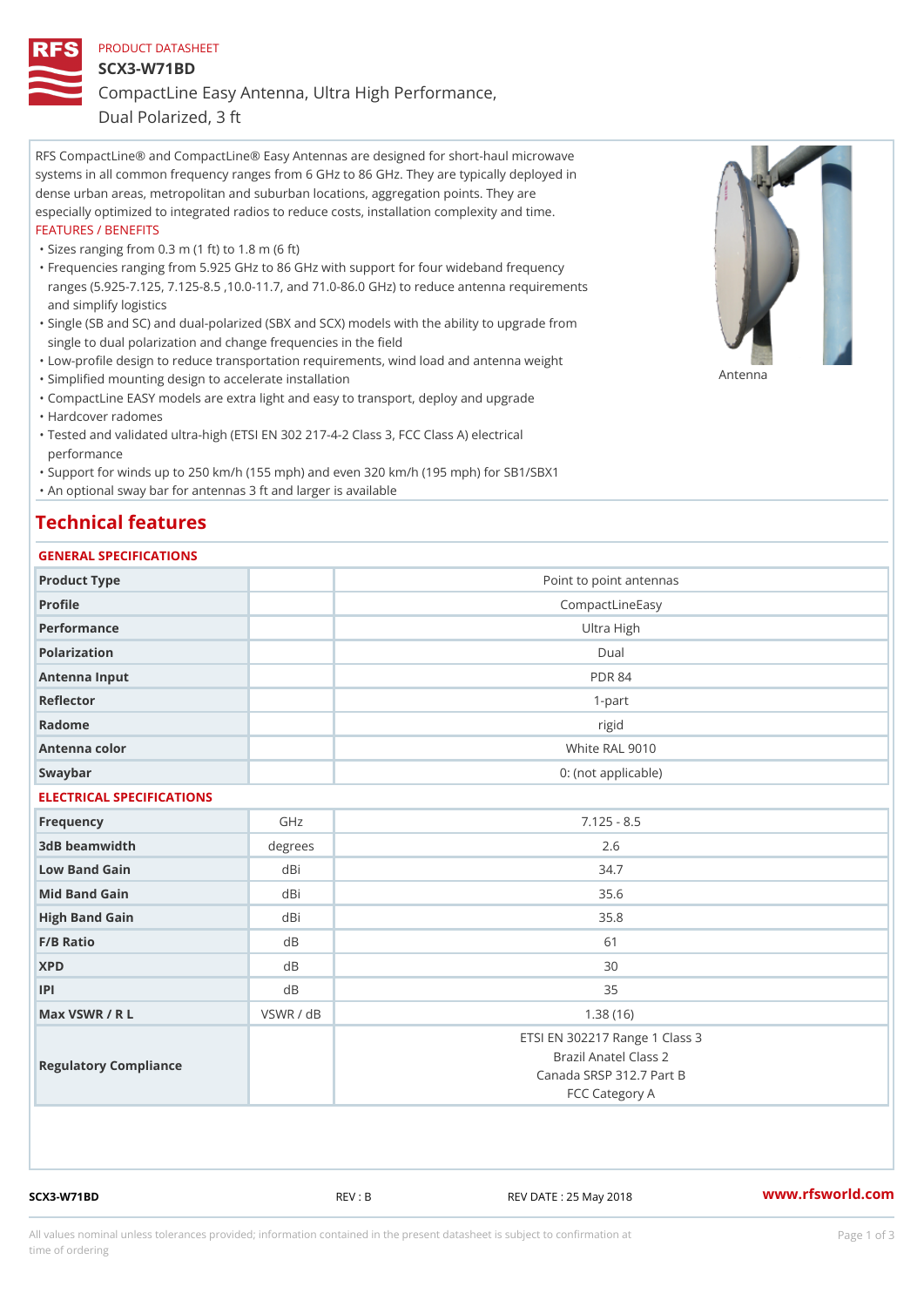PRODUCT DATASHEET

# SCX3-W71BD

## CompactLine Easy Antenna, Ultra High Performance, Dual Polarized, 3 ft

RFS CompactLine® and CompactLine® Easy Antennas are designed for short-haul microwave systems in all common frequency ranges from 6 GHz to 86 GHz. They are typically deployed in dense urban areas, metropolitan and suburban locations, aggregation points. They are especially optimized to integrated radios to reduce costs, installation complexity and time.

FEATURES / BENEFITS

- Sizes ranging from 0.3 m (1 ft) to 1.8 m (6 ft)
- Frequencies ranging from 5.925 GHz to 86 GHz with support for four wideband frequency ranges (5.925-7.125, 7.125-8.5 ,10.0-11.7, and 71.0-86.0 GHz) to reduce antenna requirements and simplify logistics
- Single (SB and SC) and dual-polarized (SBX and SCX) models with the ability to upgrade from single to dual polarization and change frequencies in the field
- Low-profile design to reduce transportation requirements, wind load and antenna weight
- Simplified mounting design to accelerate installation
- CompactLine EASY models are extra light and easy to transport, deploy and upgrade
- Hardcover radomes
- Tested and validated ultra-high (ETSI EN 302 217-4-2 Class 3, FCC Class A) electrical performance
- Support for winds up to 250 km/h (155 mph) and even 320 km/h (195 mph) for SB1/SBX1
- An optional sway bar for antennas 3 ft and larger is available

Antenna

# Technical features

GENERAL SPECIFICATIONS

| | | |
|---|---|---|
| Product Type | | Point to point antennas |
| Profile | | CompactLineEasy |
| Performance | | Ultra High |
| Polarization | | Dual |
| Antenna Input | | PDR 84 |
| Reflector | | 1-part |
| Radome | | rigid |
| Antenna color | | White RAL 9010 |
| Swaybar | | 0: (not applicable) |

ELECTRICAL SPECIFICATIONS

| | | |
|---|---|---|
| Frequency | GHz | 7.125 - 8.5 |
| 3dB beamwidth | degrees | 2.6 |
| Low Band Gain | dBi | 34.7 |
| Mid Band Gain | dBi | 35.6 |
| High Band Gain | dBi | 35.8 |
| F/B Ratio | dB | 61 |
| XPD | dB | 30 |
| IPI | dB | 35 |
| Max VSWR / R L | VSWR / dB | 1.38 (16) |
| Regulatory Compliance | | ETSI EN 302217 Range 1 Class 3<br>Brazil Anatel Class 2<br>Canada SRSP 312.7 Part B<br>FCC Category A |

SCX3-W71BD REV : B REV DATE : 25 May 2018 www.rfsworld.com

All values nominal unless tolerances provided; information contained in the present datasheet is subject to confirmation at time of ordering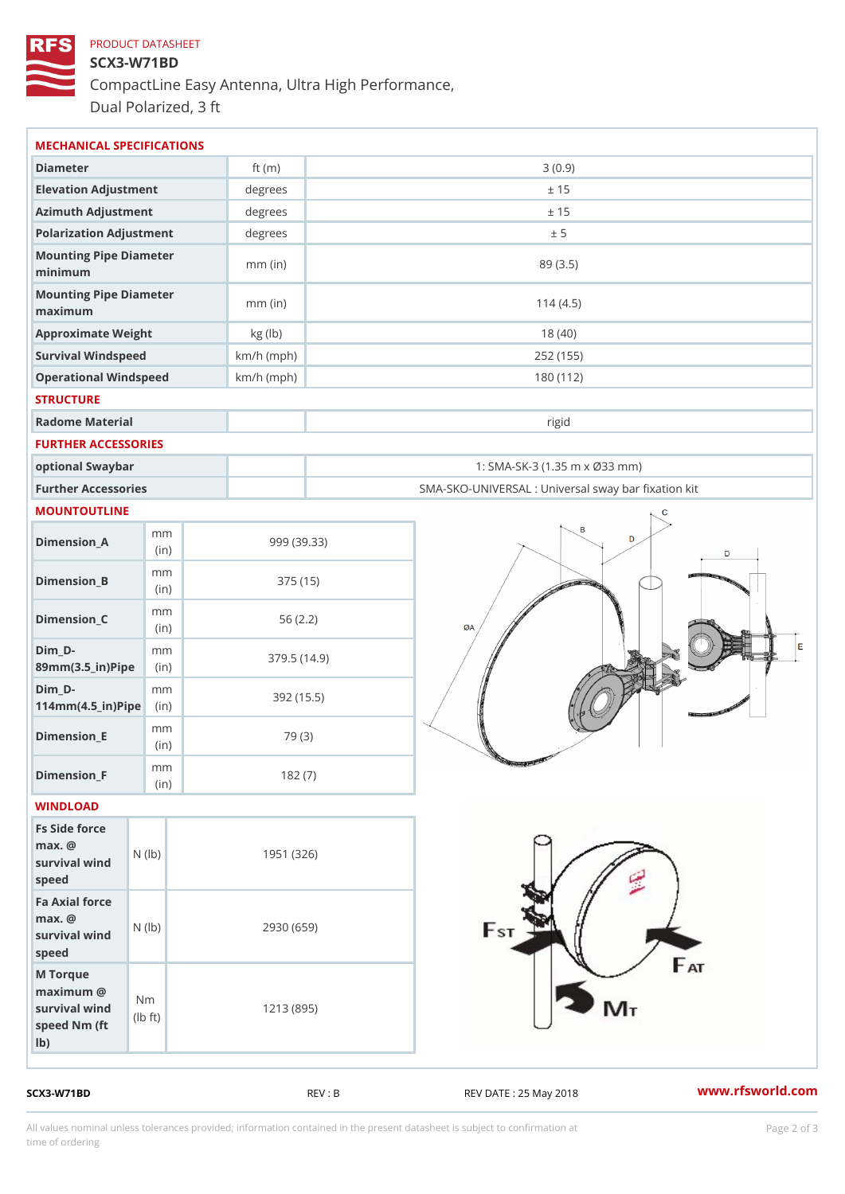PRODUCT DATASHEET

# SCX3-W71BD

CompactLine Easy Antenna, Ultra High Performance, Dual Polarized, 3 ft

## MECHANICAL SPECIFICATIONS

| | | |
|---|---|---|
| Diameter | ft (m) | 3 (0.9) |
| Elevation Adjustment | degrees | ± 15 |
| Azimuth Adjustment | degrees | ± 15 |
| Polarization Adjustment | degrees | ± 5 |
| Mounting Pipe Diameter minimum | mm (in) | 89 (3.5) |
| Mounting Pipe Diameter maximum | mm (in) | 114 (4.5) |
| Approximate Weight | kg (lb) | 18 (40) |
| Survival Windspeed | km/h (mph) | 252 (155) |
| Operational Windspeed | km/h (mph) | 180 (112) |

## STRUCTURE

| | | |
|---|---|---|
| Radome Material | | rigid |

## FURTHER ACCESSORIES

| | | |
|---|---|---|
| optional Swaybar | | 1: SMA-SK-3 (1.35 m x Ø33 mm) |
| Further Accessories | | SMA-SKO-UNIVERSAL : Universal sway bar fixation kit |

## MOUNTOUTLINE

| | | |
|---|---|---|
| Dimension_A | mm (in) | 999 (39.33) |
| Dimension_B | mm (in) | 375 (15) |
| Dimension_C | mm (in) | 56 (2.2) |
| Dim_D-89mm(3.5_in)Pipe | mm (in) | 379.5 (14.9) |
| Dim_D-114mm(4.5_in)Pipe | mm (in) | 392 (15.5) |
| Dimension_E | mm (in) | 79 (3) |
| Dimension_F | mm (in) | 182 (7) |

## WINDLOAD

| | | |
|---|---|---|
| Fs Side force max. @ survival wind speed | N (lb) | 1951 (326) |
| Fa Axial force max. @ survival wind speed | N (lb) | 2930 (659) |
| M Torque maximum @ survival wind speed Nm (ft lb) | Nm (lb ft) | 1213 (895) |

SCX3-W71BD | REV : B | REV DATE : 25 May 2018 | www.rfsworld.com

All values nominal unless tolerances provided; information contained in the present datasheet is subject to confirmation at time of ordering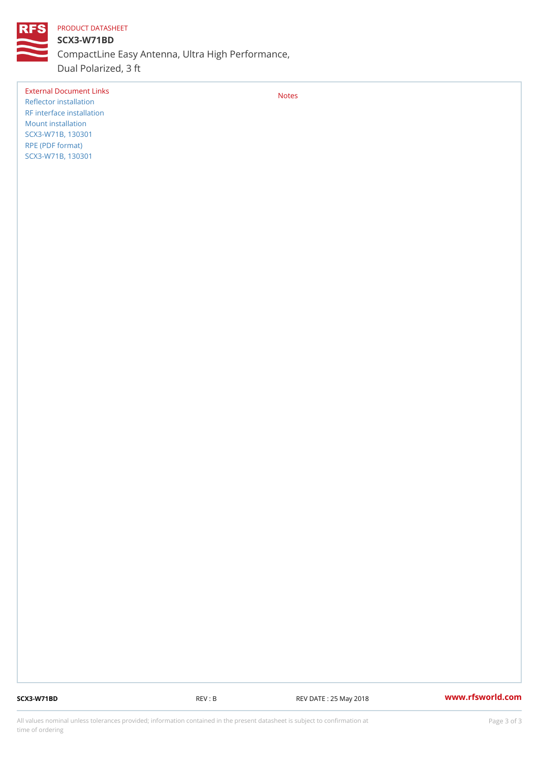PRODUCT DATASHEET

# SCX3-W71BD

## CompactLine Easy Antenna, Ultra High Performance, Dual Polarized, 3 ft

### External Document Links

- Reflector installation
- RF interface installation
- Mount installation
- SCX3-W71B, 130301
- RPE (PDF format)
- SCX3-W71B, 130301

### Notes

SCX3-W71BD | REV : B | REV DATE : 25 May 2018 | www.rfsworld.com

All values nominal unless tolerances provided; information contained in the present datasheet is subject to confirmation at time of ordering